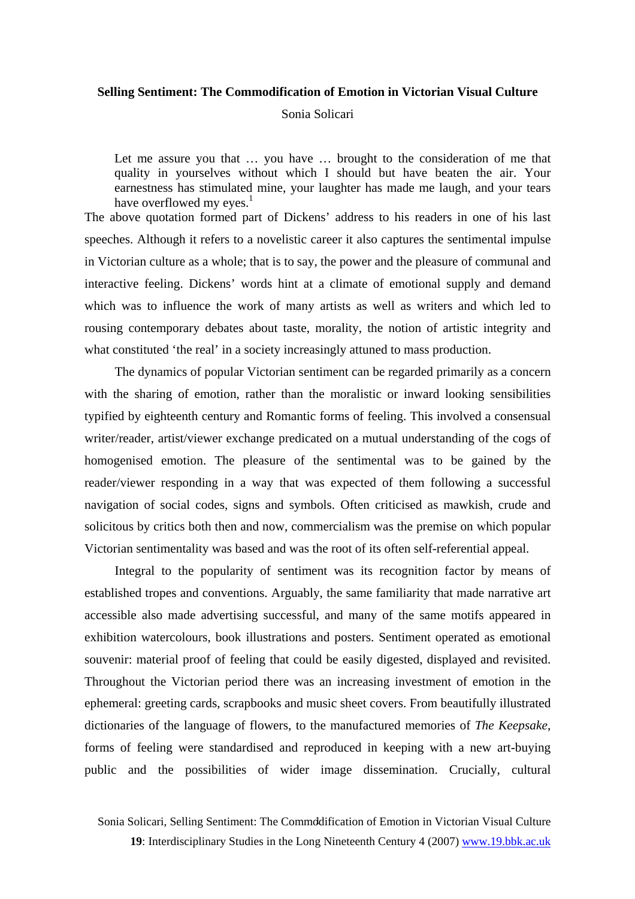# Selling Sentiment: The Commodification of Emotion in Victorian Visual Culture

Sonia Solicari

> Let me assure you that … you have … brought to the consideration of me that quality in yourselves without which I should but have beaten the air. Your earnestness has stimulated mine, your laughter has made me laugh, and your tears have overflowed my eyes.[1]

The above quotation formed part of Dickens' address to his readers in one of his last speeches. Although it refers to a novelistic career it also captures the sentimental impulse in Victorian culture as a whole; that is to say, the power and the pleasure of communal and interactive feeling. Dickens' words hint at a climate of emotional supply and demand which was to influence the work of many artists as well as writers and which led to rousing contemporary debates about taste, morality, the notion of artistic integrity and what constituted 'the real' in a society increasingly attuned to mass production.

The dynamics of popular Victorian sentiment can be regarded primarily as a concern with the sharing of emotion, rather than the moralistic or inward looking sensibilities typified by eighteenth century and Romantic forms of feeling. This involved a consensual writer/reader, artist/viewer exchange predicated on a mutual understanding of the cogs of homogenised emotion. The pleasure of the sentimental was to be gained by the reader/viewer responding in a way that was expected of them following a successful navigation of social codes, signs and symbols. Often criticised as mawkish, crude and solicitous by critics both then and now, commercialism was the premise on which popular Victorian sentimentality was based and was the root of its often self-referential appeal.

Integral to the popularity of sentiment was its recognition factor by means of established tropes and conventions. Arguably, the same familiarity that made narrative art accessible also made advertising successful, and many of the same motifs appeared in exhibition watercolours, book illustrations and posters. Sentiment operated as emotional souvenir: material proof of feeling that could be easily digested, displayed and revisited. Throughout the Victorian period there was an increasing investment of emotion in the ephemeral: greeting cards, scrapbooks and music sheet covers. From beautifully illustrated dictionaries of the language of flowers, to the manufactured memories of *The Keepsake*, forms of feeling were standardised and reproduced in keeping with a new art-buying public and the possibilities of wider image dissemination. Crucially, cultural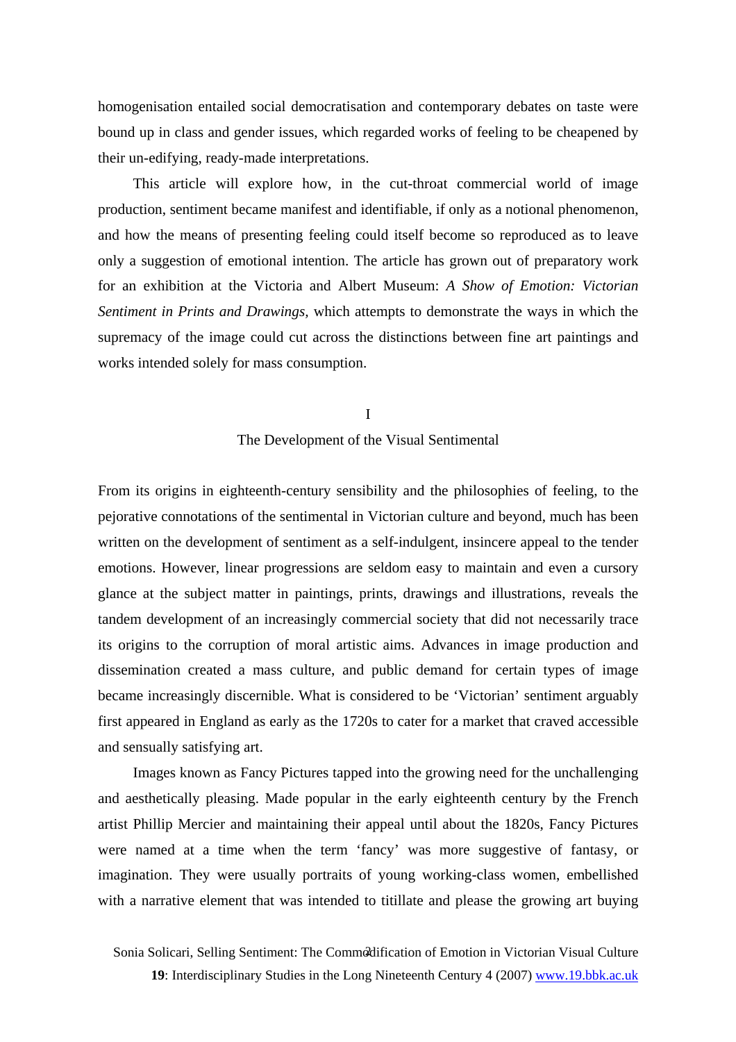homogenisation entailed social democratisation and contemporary debates on taste were bound up in class and gender issues, which regarded works of feeling to be cheapened by their un-edifying, ready-made interpretations.

This article will explore how, in the cut-throat commercial world of image production, sentiment became manifest and identifiable, if only as a notional phenomenon, and how the means of presenting feeling could itself become so reproduced as to leave only a suggestion of emotional intention. The article has grown out of preparatory work for an exhibition at the Victoria and Albert Museum: *A Show of Emotion: Victorian Sentiment in Prints and Drawings*, which attempts to demonstrate the ways in which the supremacy of the image could cut across the distinctions between fine art paintings and works intended solely for mass consumption.

## I
## The Development of the Visual Sentimental

From its origins in eighteenth-century sensibility and the philosophies of feeling, to the pejorative connotations of the sentimental in Victorian culture and beyond, much has been written on the development of sentiment as a self-indulgent, insincere appeal to the tender emotions. However, linear progressions are seldom easy to maintain and even a cursory glance at the subject matter in paintings, prints, drawings and illustrations, reveals the tandem development of an increasingly commercial society that did not necessarily trace its origins to the corruption of moral artistic aims. Advances in image production and dissemination created a mass culture, and public demand for certain types of image became increasingly discernible. What is considered to be 'Victorian' sentiment arguably first appeared in England as early as the 1720s to cater for a market that craved accessible and sensually satisfying art.

Images known as Fancy Pictures tapped into the growing need for the unchallenging and aesthetically pleasing. Made popular in the early eighteenth century by the French artist Phillip Mercier and maintaining their appeal until about the 1820s, Fancy Pictures were named at a time when the term 'fancy' was more suggestive of fantasy, or imagination. They were usually portraits of young working-class women, embellished with a narrative element that was intended to titillate and please the growing art buying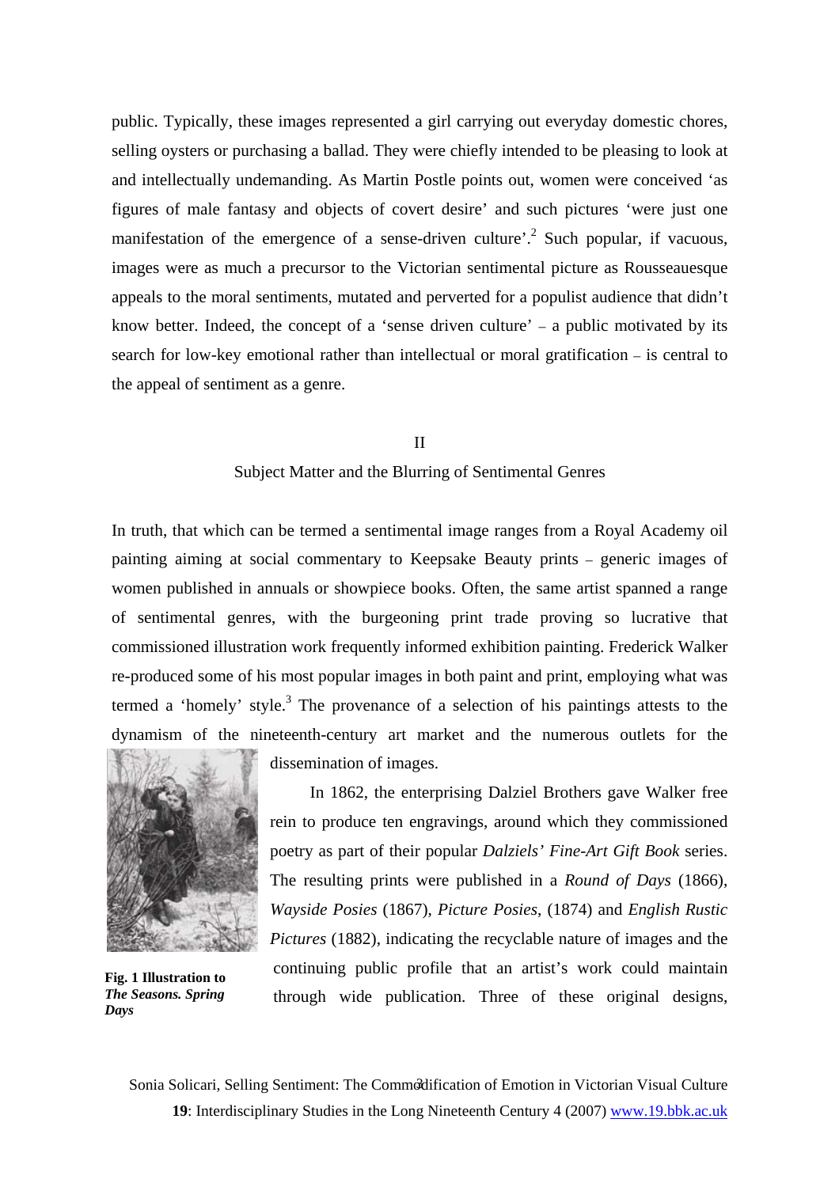public. Typically, these images represented a girl carrying out everyday domestic chores, selling oysters or purchasing a ballad. They were chiefly intended to be pleasing to look at and intellectually undemanding. As Martin Postle points out, women were conceived 'as figures of male fantasy and objects of covert desire' and such pictures 'were just one manifestation of the emergence of a sense-driven culture'.[2] Such popular, if vacuous, images were as much a precursor to the Victorian sentimental picture as Rousseauesque appeals to the moral sentiments, mutated and perverted for a populist audience that didn't know better. Indeed, the concept of a 'sense driven culture' – a public motivated by its search for low-key emotional rather than intellectual or moral gratification – is central to the appeal of sentiment as a genre.

## II

## Subject Matter and the Blurring of Sentimental Genres

In truth, that which can be termed a sentimental image ranges from a Royal Academy oil painting aiming at social commentary to Keepsake Beauty prints – generic images of women published in annuals or showpiece books. Often, the same artist spanned a range of sentimental genres, with the burgeoning print trade proving so lucrative that commissioned illustration work frequently informed exhibition painting. Frederick Walker re-produced some of his most popular images in both paint and print, employing what was termed a 'homely' style.[3] The provenance of a selection of his paintings attests to the dynamism of the nineteenth-century art market and the numerous outlets for the dissemination of images.

**Fig. 1 Illustration to *The Seasons. Spring Days***

In 1862, the enterprising Dalziel Brothers gave Walker free rein to produce ten engravings, around which they commissioned poetry as part of their popular *Dalziels' Fine-Art Gift Book* series. The resulting prints were published in a *Round of Days* (1866), *Wayside Posies* (1867), *Picture Posies*, (1874) and *English Rustic Pictures* (1882), indicating the recyclable nature of images and the continuing public profile that an artist's work could maintain through wide publication. Three of these original designs,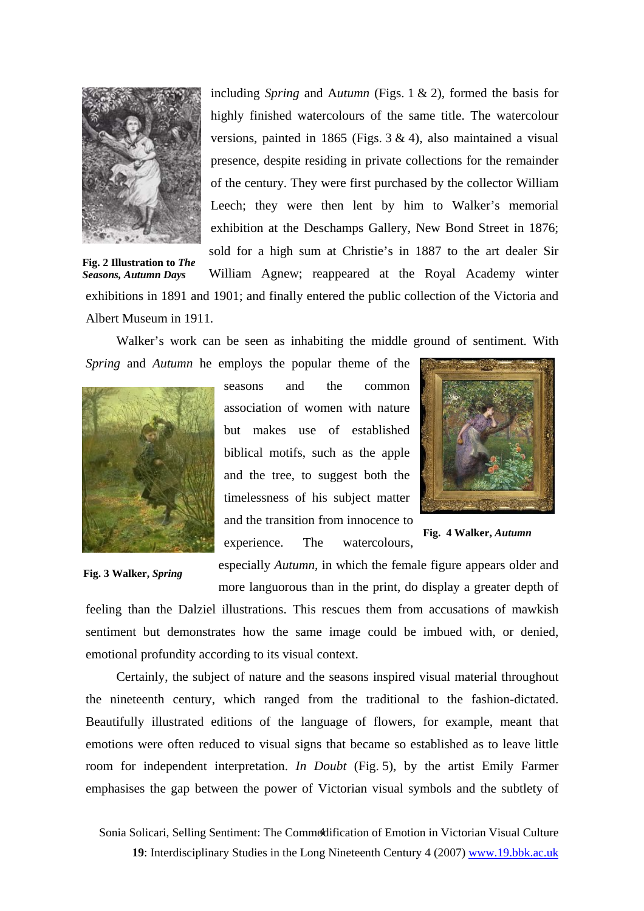including *Spring* and A*utumn* (Figs. 1 & 2), formed the basis for highly finished watercolours of the same title. The watercolour versions, painted in 1865 (Figs. 3 & 4), also maintained a visual presence, despite residing in private collections for the remainder of the century. They were first purchased by the collector William Leech; they were then lent by him to Walker's memorial exhibition at the Deschamps Gallery, New Bond Street in 1876; sold for a high sum at Christie's in 1887 to the art dealer Sir William Agnew; reappeared at the Royal Academy winter exhibitions in 1891 and 1901; and finally entered the public collection of the Victoria and Albert Museum in 1911.

**Fig. 2 Illustration to *The Seasons, Autumn Days***

Walker's work can be seen as inhabiting the middle ground of sentiment. With *Spring* and *Autumn* he employs the popular theme of the seasons and the common association of women with nature but makes use of established biblical motifs, such as the apple and the tree, to suggest both the timelessness of his subject matter and the transition from innocence to experience. The watercolours, especially *Autumn*, in which the female figure appears older and more languorous than in the print, do display a greater depth of feeling than the Dalziel illustrations. This rescues them from accusations of mawkish sentiment but demonstrates how the same image could be imbued with, or denied, emotional profundity according to its visual context.

**Fig. 3 Walker, *Spring***

**Fig. 4 Walker, *Autumn***

Certainly, the subject of nature and the seasons inspired visual material throughout the nineteenth century, which ranged from the traditional to the fashion-dictated. Beautifully illustrated editions of the language of flowers, for example, meant that emotions were often reduced to visual signs that became so established as to leave little room for independent interpretation. *In Doubt* (Fig. 5), by the artist Emily Farmer emphasises the gap between the power of Victorian visual symbols and the subtlety of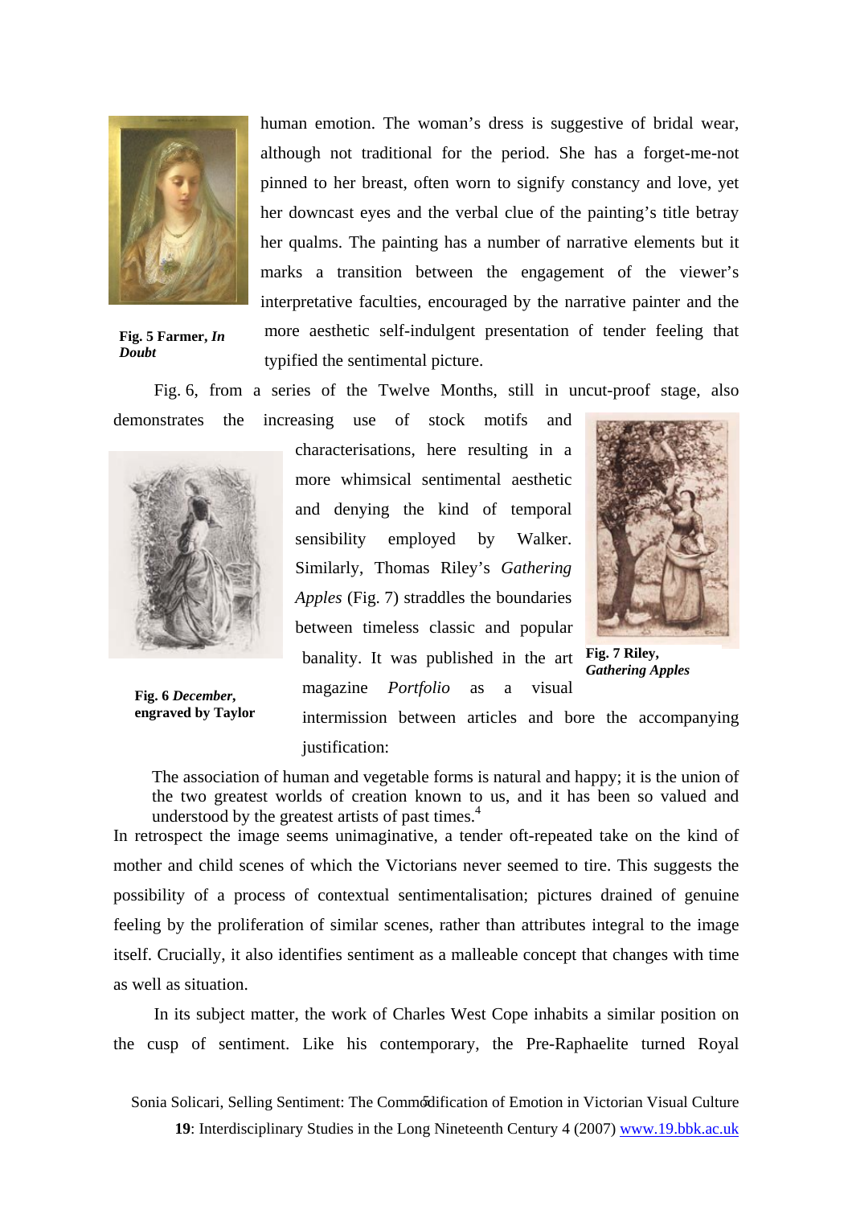human emotion. The woman's dress is suggestive of bridal wear, although not traditional for the period. She has a forget-me-not pinned to her breast, often worn to signify constancy and love, yet her downcast eyes and the verbal clue of the painting's title betray her qualms. The painting has a number of narrative elements but it marks a transition between the engagement of the viewer's interpretative faculties, encouraged by the narrative painter and the more aesthetic self-indulgent presentation of tender feeling that typified the sentimental picture.

**Fig. 5 Farmer, *In Doubt***

Fig. 6, from a series of the Twelve Months, still in uncut-proof stage, also demonstrates the increasing use of stock motifs and characterisations, here resulting in a more whimsical sentimental aesthetic and denying the kind of temporal sensibility employed by Walker. Similarly, Thomas Riley's *Gathering Apples* (Fig. 7) straddles the boundaries between timeless classic and popular banality. It was published in the art magazine *Portfolio* as a visual intermission between articles and bore the accompanying justification:

**Fig. 6 *December*, engraved by Taylor**

**Fig. 7 Riley, *Gathering Apples***

> The association of human and vegetable forms is natural and happy; it is the union of the two greatest worlds of creation known to us, and it has been so valued and understood by the greatest artists of past times.[4]

In retrospect the image seems unimaginative, a tender oft-repeated take on the kind of mother and child scenes of which the Victorians never seemed to tire. This suggests the possibility of a process of contextual sentimentalisation; pictures drained of genuine feeling by the proliferation of similar scenes, rather than attributes integral to the image itself. Crucially, it also identifies sentiment as a malleable concept that changes with time as well as situation.

In its subject matter, the work of Charles West Cope inhabits a similar position on the cusp of sentiment. Like his contemporary, the Pre-Raphaelite turned Royal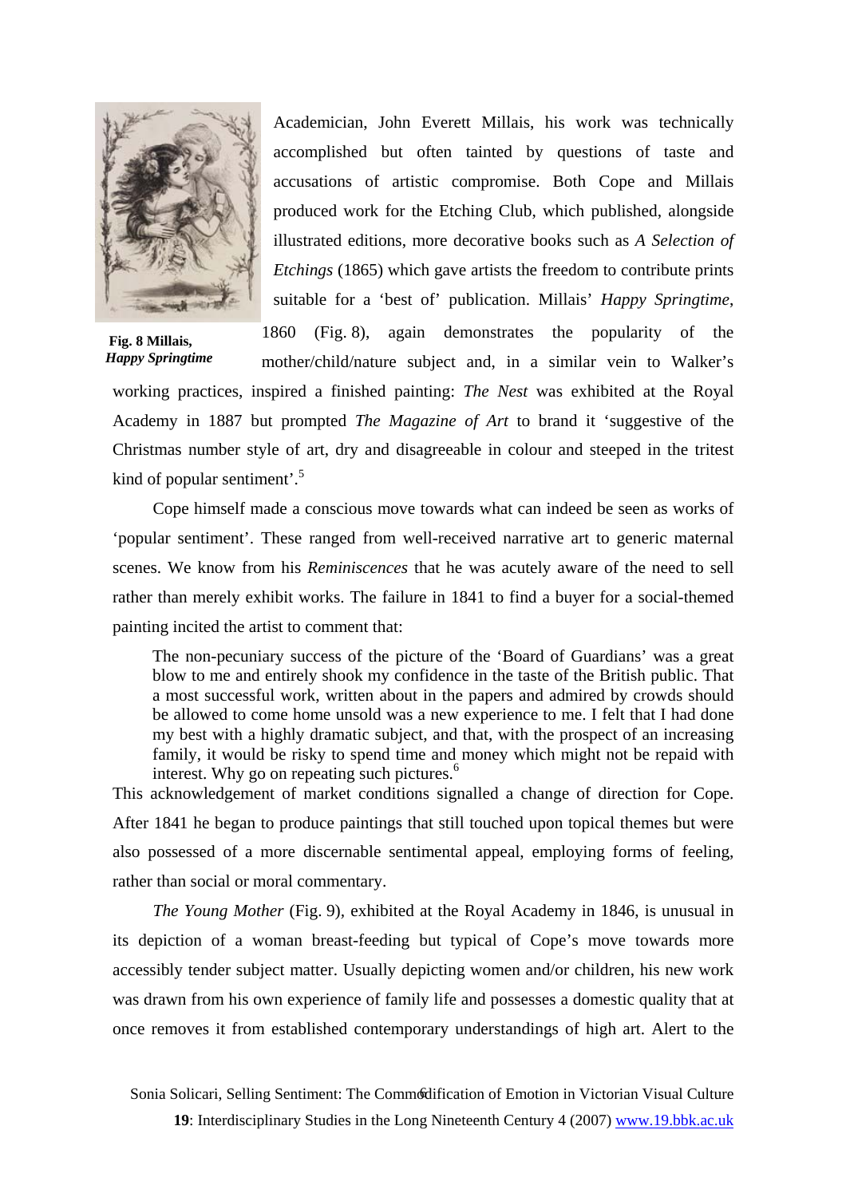Academician, John Everett Millais, his work was technically accomplished but often tainted by questions of taste and accusations of artistic compromise. Both Cope and Millais produced work for the Etching Club, which published, alongside illustrated editions, more decorative books such as *A Selection of Etchings* (1865) which gave artists the freedom to contribute prints suitable for a 'best of' publication. Millais' *Happy Springtime*, 1860 (Fig. 8), again demonstrates the popularity of the mother/child/nature subject and, in a similar vein to Walker's working practices, inspired a finished painting: *The Nest* was exhibited at the Royal Academy in 1887 but prompted *The Magazine of Art* to brand it 'suggestive of the Christmas number style of art, dry and disagreeable in colour and steeped in the tritest kind of popular sentiment'.[5]

**Fig. 8 Millais, *Happy Springtime***

Cope himself made a conscious move towards what can indeed be seen as works of 'popular sentiment'. These ranged from well-received narrative art to generic maternal scenes. We know from his *Reminiscences* that he was acutely aware of the need to sell rather than merely exhibit works. The failure in 1841 to find a buyer for a social-themed painting incited the artist to comment that:

> The non-pecuniary success of the picture of the 'Board of Guardians' was a great blow to me and entirely shook my confidence in the taste of the British public. That a most successful work, written about in the papers and admired by crowds should be allowed to come home unsold was a new experience to me. I felt that I had done my best with a highly dramatic subject, and that, with the prospect of an increasing family, it would be risky to spend time and money which might not be repaid with interest. Why go on repeating such pictures.[6]

This acknowledgement of market conditions signalled a change of direction for Cope. After 1841 he began to produce paintings that still touched upon topical themes but were also possessed of a more discernable sentimental appeal, employing forms of feeling, rather than social or moral commentary.

*The Young Mother* (Fig. 9), exhibited at the Royal Academy in 1846, is unusual in its depiction of a woman breast-feeding but typical of Cope's move towards more accessibly tender subject matter. Usually depicting women and/or children, his new work was drawn from his own experience of family life and possesses a domestic quality that at once removes it from established contemporary understandings of high art. Alert to the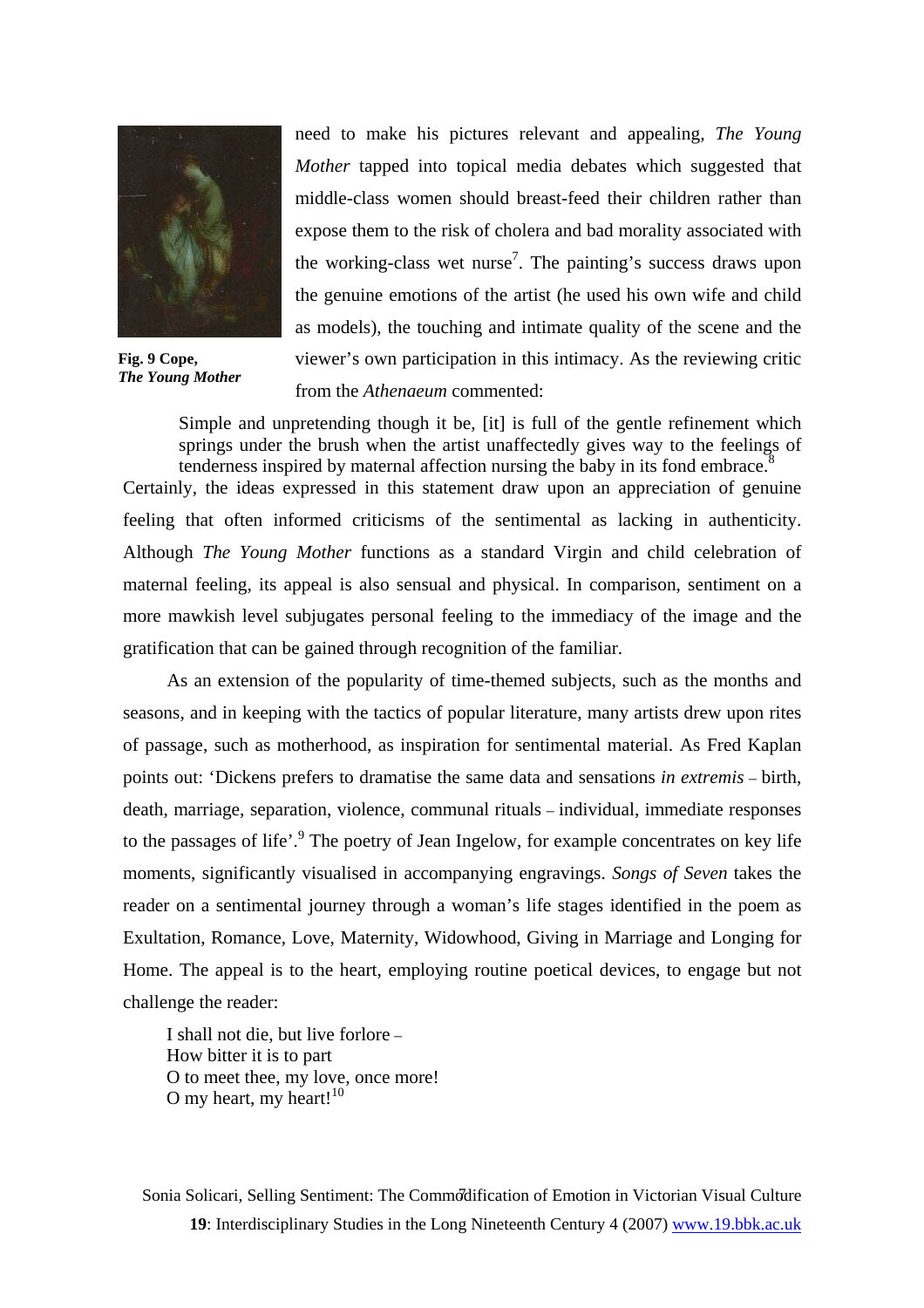need to make his pictures relevant and appealing, *The Young Mother* tapped into topical media debates which suggested that middle-class women should breast-feed their children rather than expose them to the risk of cholera and bad morality associated with the working-class wet nurse[7]. The painting's success draws upon the genuine emotions of the artist (he used his own wife and child as models), the touching and intimate quality of the scene and the viewer's own participation in this intimacy. As the reviewing critic from the *Athenaeum* commented:

**Fig. 9 Cope,** ***The Young Mother***

> Simple and unpretending though it be, [it] is full of the gentle refinement which springs under the brush when the artist unaffectedly gives way to the feelings of tenderness inspired by maternal affection nursing the baby in its fond embrace.[8]

Certainly, the ideas expressed in this statement draw upon an appreciation of genuine feeling that often informed criticisms of the sentimental as lacking in authenticity. Although *The Young Mother* functions as a standard Virgin and child celebration of maternal feeling, its appeal is also sensual and physical. In comparison, sentiment on a more mawkish level subjugates personal feeling to the immediacy of the image and the gratification that can be gained through recognition of the familiar.

As an extension of the popularity of time-themed subjects, such as the months and seasons, and in keeping with the tactics of popular literature, many artists drew upon rites of passage, such as motherhood, as inspiration for sentimental material. As Fred Kaplan points out: 'Dickens prefers to dramatise the same data and sensations *in extremis* – birth, death, marriage, separation, violence, communal rituals – individual, immediate responses to the passages of life'.[9] The poetry of Jean Ingelow, for example concentrates on key life moments, significantly visualised in accompanying engravings. *Songs of Seven* takes the reader on a sentimental journey through a woman's life stages identified in the poem as Exultation, Romance, Love, Maternity, Widowhood, Giving in Marriage and Longing for Home. The appeal is to the heart, employing routine poetical devices, to engage but not challenge the reader:

> I shall not die, but live forlore –
> How bitter it is to part
> O to meet thee, my love, once more!
> O my heart, my heart![10]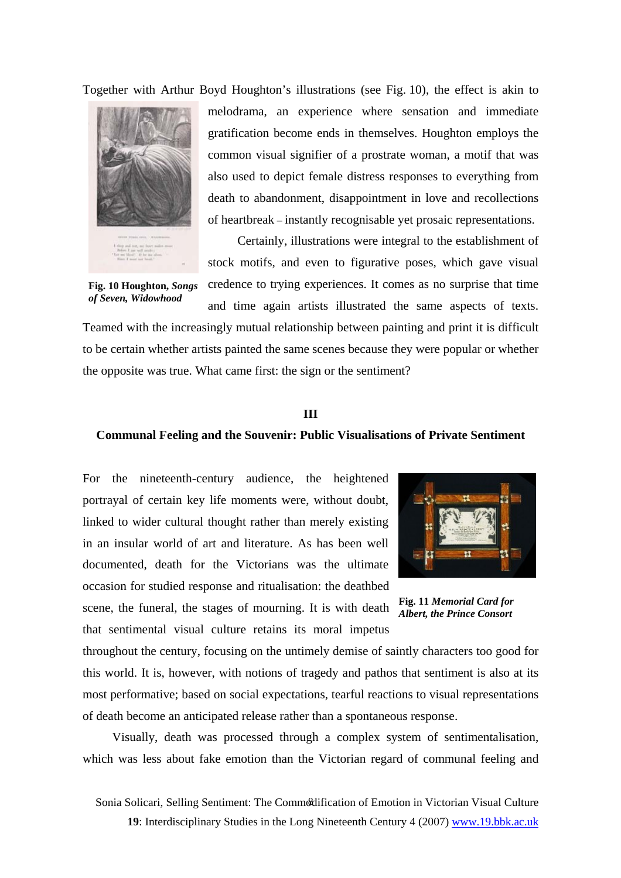Together with Arthur Boyd Houghton's illustrations (see Fig. 10), the effect is akin to melodrama, an experience where sensation and immediate gratification become ends in themselves. Houghton employs the common visual signifier of a prostrate woman, a motif that was also used to depict female distress responses to everything from death to abandonment, disappointment in love and recollections of heartbreak – instantly recognisable yet prosaic representations.

**Fig. 10 Houghton, *Songs of Seven, Widowhood***

Certainly, illustrations were integral to the establishment of stock motifs, and even to figurative poses, which gave visual credence to trying experiences. It comes as no surprise that time and time again artists illustrated the same aspects of texts. Teamed with the increasingly mutual relationship between painting and print it is difficult to be certain whether artists painted the same scenes because they were popular or whether the opposite was true. What came first: the sign or the sentiment?

## III

## Communal Feeling and the Souvenir: Public Visualisations of Private Sentiment

For the nineteenth-century audience, the heightened portrayal of certain key life moments were, without doubt, linked to wider cultural thought rather than merely existing in an insular world of art and literature. As has been well documented, death for the Victorians was the ultimate occasion for studied response and ritualisation: the deathbed scene, the funeral, the stages of mourning. It is with death that sentimental visual culture retains its moral impetus throughout the century, focusing on the untimely demise of saintly characters too good for this world. It is, however, with notions of tragedy and pathos that sentiment is also at its most performative; based on social expectations, tearful reactions to visual representations of death become an anticipated release rather than a spontaneous response.

**Fig. 11 *Memorial Card for Albert, the Prince Consort***

Visually, death was processed through a complex system of sentimentalisation, which was less about fake emotion than the Victorian regard of communal feeling and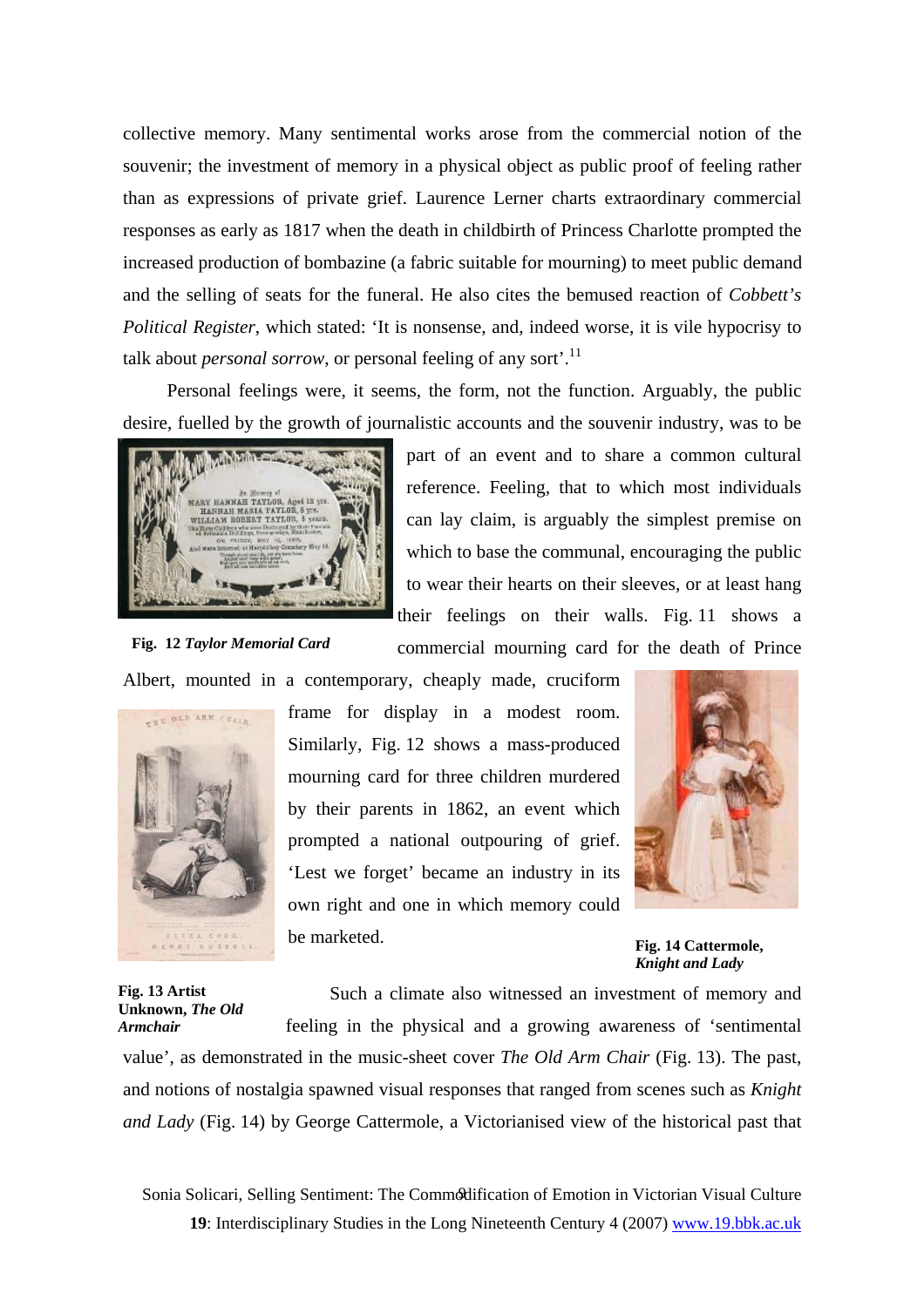collective memory. Many sentimental works arose from the commercial notion of the souvenir; the investment of memory in a physical object as public proof of feeling rather than as expressions of private grief. Laurence Lerner charts extraordinary commercial responses as early as 1817 when the death in childbirth of Princess Charlotte prompted the increased production of bombazine (a fabric suitable for mourning) to meet public demand and the selling of seats for the funeral. He also cites the bemused reaction of *Cobbett's Political Register*, which stated: 'It is nonsense, and, indeed worse, it is vile hypocrisy to talk about *personal sorrow*, or personal feeling of any sort'.[11]

Personal feelings were, it seems, the form, not the function. Arguably, the public desire, fuelled by the growth of journalistic accounts and the souvenir industry, was to be part of an event and to share a common cultural reference. Feeling, that to which most individuals can lay claim, is arguably the simplest premise on which to base the communal, encouraging the public to wear their hearts on their sleeves, or at least hang their feelings on their walls. Fig. 11 shows a commercial mourning card for the death of Prince Albert, mounted in a contemporary, cheaply made, cruciform frame for display in a modest room. Similarly, Fig. 12 shows a mass-produced mourning card for three children murdered by their parents in 1862, an event which prompted a national outpouring of grief. 'Lest we forget' became an industry in its own right and one in which memory could be marketed.

**Fig. 12** ***Taylor Memorial Card***

**Fig. 13 Artist Unknown,** ***The Old Armchair***

**Fig. 14 Cattermole,** ***Knight and Lady***

Such a climate also witnessed an investment of memory and feeling in the physical and a growing awareness of 'sentimental value', as demonstrated in the music-sheet cover *The Old Arm Chair* (Fig. 13). The past, and notions of nostalgia spawned visual responses that ranged from scenes such as *Knight and Lady* (Fig. 14) by George Cattermole, a Victorianised view of the historical past that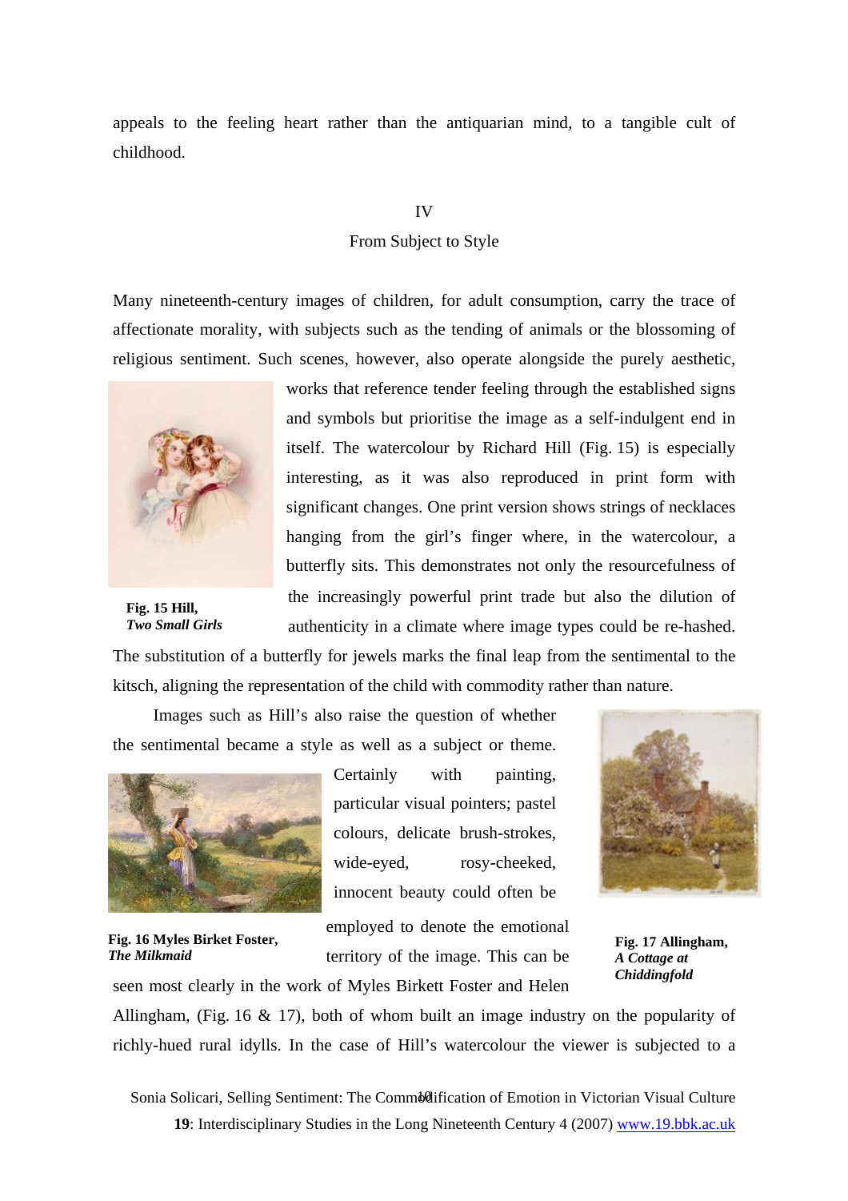appeals to the feeling heart rather than the antiquarian mind, to a tangible cult of childhood.

## IV
## From Subject to Style

Many nineteenth-century images of children, for adult consumption, carry the trace of affectionate morality, with subjects such as the tending of animals or the blossoming of religious sentiment. Such scenes, however, also operate alongside the purely aesthetic, works that reference tender feeling through the established signs and symbols but prioritise the image as a self-indulgent end in itself. The watercolour by Richard Hill (Fig. 15) is especially interesting, as it was also reproduced in print form with significant changes. One print version shows strings of necklaces hanging from the girl's finger where, in the watercolour, a butterfly sits. This demonstrates not only the resourcefulness of the increasingly powerful print trade but also the dilution of authenticity in a climate where image types could be re-hashed. The substitution of a butterfly for jewels marks the final leap from the sentimental to the kitsch, aligning the representation of the child with commodity rather than nature.

**Fig. 15 Hill,** ***Two Small Girls***

Images such as Hill's also raise the question of whether the sentimental became a style as well as a subject or theme. Certainly with painting, particular visual pointers; pastel colours, delicate brush-strokes, wide-eyed, rosy-cheeked, innocent beauty could often be employed to denote the emotional territory of the image. This can be seen most clearly in the work of Myles Birkett Foster and Helen Allingham, (Fig. 16 & 17), both of whom built an image industry on the popularity of richly-hued rural idylls. In the case of Hill's watercolour the viewer is subjected to a

**Fig. 16 Myles Birket Foster,** ***The Milkmaid***

**Fig. 17 Allingham,** ***A Cottage at Chiddingfold***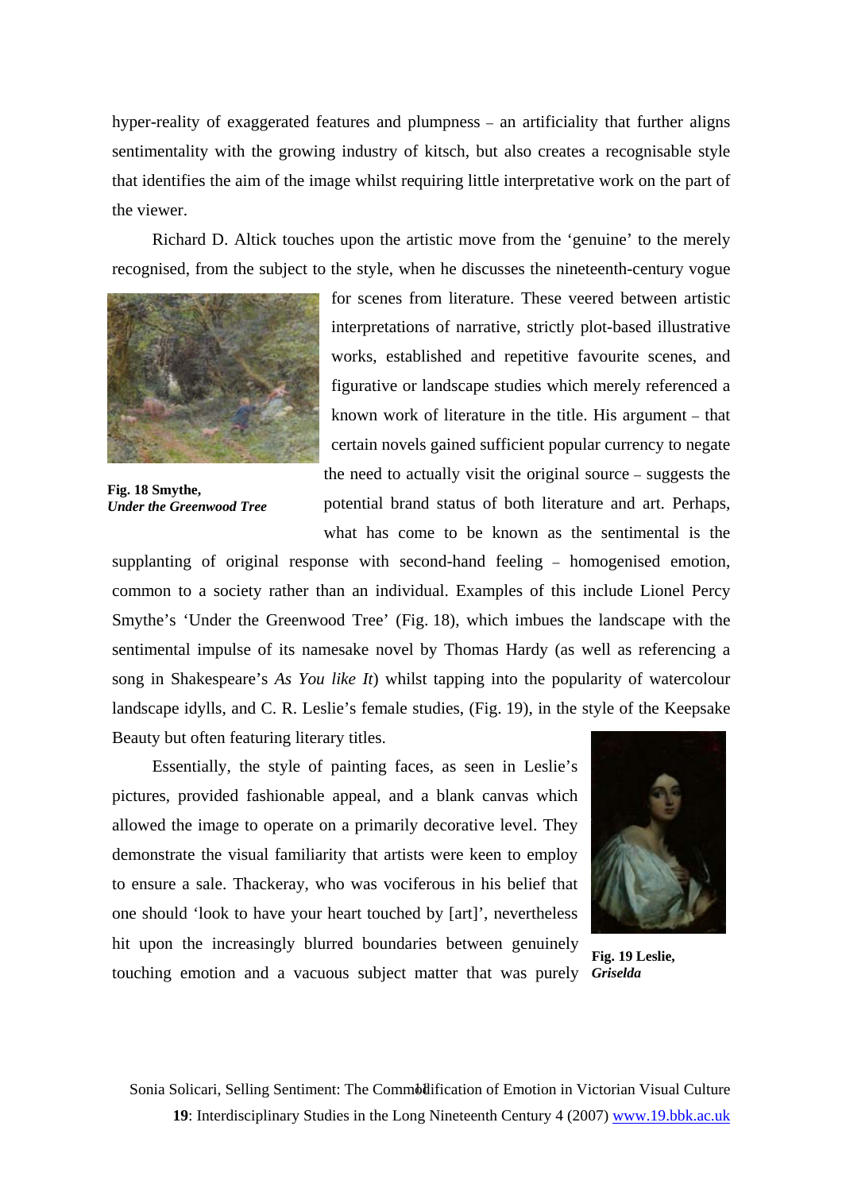hyper-reality of exaggerated features and plumpness – an artificiality that further aligns sentimentality with the growing industry of kitsch, but also creates a recognisable style that identifies the aim of the image whilst requiring little interpretative work on the part of the viewer.

Richard D. Altick touches upon the artistic move from the 'genuine' to the merely recognised, from the subject to the style, when he discusses the nineteenth-century vogue for scenes from literature. These veered between artistic interpretations of narrative, strictly plot-based illustrative works, established and repetitive favourite scenes, and figurative or landscape studies which merely referenced a known work of literature in the title. His argument – that certain novels gained sufficient popular currency to negate the need to actually visit the original source – suggests the potential brand status of both literature and art. Perhaps, what has come to be known as the sentimental is the supplanting of original response with second-hand feeling – homogenised emotion, common to a society rather than an individual. Examples of this include Lionel Percy Smythe's 'Under the Greenwood Tree' (Fig. 18), which imbues the landscape with the sentimental impulse of its namesake novel by Thomas Hardy (as well as referencing a song in Shakespeare's *As You like It*) whilst tapping into the popularity of watercolour landscape idylls, and C. R. Leslie's female studies, (Fig. 19), in the style of the Keepsake Beauty but often featuring literary titles.

**Fig. 18 Smythe,** ***Under the Greenwood Tree***

Essentially, the style of painting faces, as seen in Leslie's pictures, provided fashionable appeal, and a blank canvas which allowed the image to operate on a primarily decorative level. They demonstrate the visual familiarity that artists were keen to employ to ensure a sale. Thackeray, who was vociferous in his belief that one should 'look to have your heart touched by [art]', nevertheless hit upon the increasingly blurred boundaries between genuinely touching emotion and a vacuous subject matter that was purely

**Fig. 19 Leslie,** ***Griselda***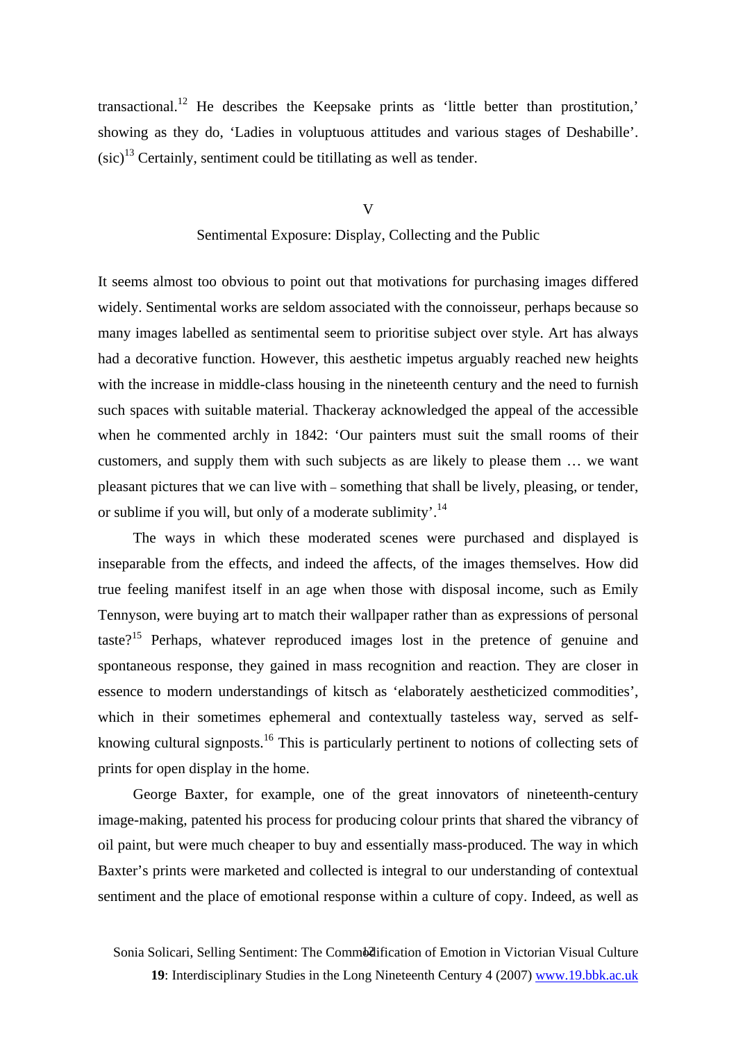transactional.[12] He describes the Keepsake prints as 'little better than prostitution,' showing as they do, 'Ladies in voluptuous attitudes and various stages of Deshabille'. (sic)[13] Certainly, sentiment could be titillating as well as tender.

## V

## Sentimental Exposure: Display, Collecting and the Public

It seems almost too obvious to point out that motivations for purchasing images differed widely. Sentimental works are seldom associated with the connoisseur, perhaps because so many images labelled as sentimental seem to prioritise subject over style. Art has always had a decorative function. However, this aesthetic impetus arguably reached new heights with the increase in middle-class housing in the nineteenth century and the need to furnish such spaces with suitable material. Thackeray acknowledged the appeal of the accessible when he commented archly in 1842: 'Our painters must suit the small rooms of their customers, and supply them with such subjects as are likely to please them … we want pleasant pictures that we can live with – something that shall be lively, pleasing, or tender, or sublime if you will, but only of a moderate sublimity'.[14]

The ways in which these moderated scenes were purchased and displayed is inseparable from the effects, and indeed the affects, of the images themselves. How did true feeling manifest itself in an age when those with disposal income, such as Emily Tennyson, were buying art to match their wallpaper rather than as expressions of personal taste?[15] Perhaps, whatever reproduced images lost in the pretence of genuine and spontaneous response, they gained in mass recognition and reaction. They are closer in essence to modern understandings of kitsch as 'elaborately aestheticized commodities', which in their sometimes ephemeral and contextually tasteless way, served as self-knowing cultural signposts.[16] This is particularly pertinent to notions of collecting sets of prints for open display in the home.

George Baxter, for example, one of the great innovators of nineteenth-century image-making, patented his process for producing colour prints that shared the vibrancy of oil paint, but were much cheaper to buy and essentially mass-produced. The way in which Baxter's prints were marketed and collected is integral to our understanding of contextual sentiment and the place of emotional response within a culture of copy. Indeed, as well as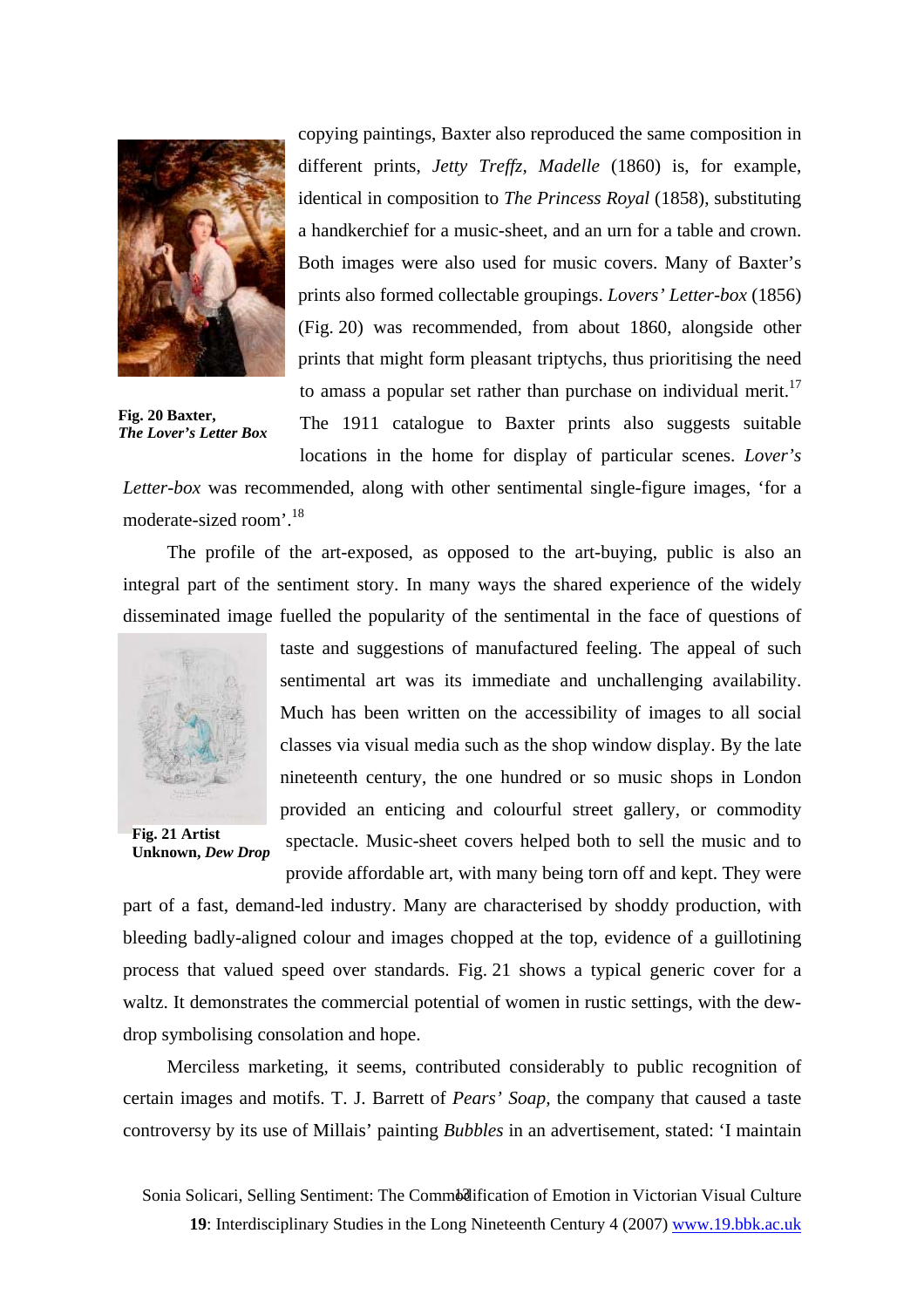copying paintings, Baxter also reproduced the same composition in different prints, *Jetty Treffz, Madelle* (1860) is, for example, identical in composition to *The Princess Royal* (1858), substituting a handkerchief for a music-sheet, and an urn for a table and crown. Both images were also used for music covers. Many of Baxter's prints also formed collectable groupings. *Lovers' Letter-box* (1856) (Fig. 20) was recommended, from about 1860, alongside other prints that might form pleasant triptychs, thus prioritising the need to amass a popular set rather than purchase on individual merit.[17] The 1911 catalogue to Baxter prints also suggests suitable locations in the home for display of particular scenes. *Lover's Letter-box* was recommended, along with other sentimental single-figure images, 'for a moderate-sized room'.[18]

**Fig. 20 Baxter, *The Lover's Letter Box***

The profile of the art-exposed, as opposed to the art-buying, public is also an integral part of the sentiment story. In many ways the shared experience of the widely disseminated image fuelled the popularity of the sentimental in the face of questions of taste and suggestions of manufactured feeling. The appeal of such sentimental art was its immediate and unchallenging availability. Much has been written on the accessibility of images to all social classes via visual media such as the shop window display. By the late nineteenth century, the one hundred or so music shops in London provided an enticing and colourful street gallery, or commodity spectacle. Music-sheet covers helped both to sell the music and to provide affordable art, with many being torn off and kept. They were part of a fast, demand-led industry. Many are characterised by shoddy production, with bleeding badly-aligned colour and images chopped at the top, evidence of a guillotining process that valued speed over standards. Fig. 21 shows a typical generic cover for a waltz. It demonstrates the commercial potential of women in rustic settings, with the dew-drop symbolising consolation and hope.

**Fig. 21 Artist Unknown, *Dew Drop***

Merciless marketing, it seems, contributed considerably to public recognition of certain images and motifs. T. J. Barrett of *Pears' Soap*, the company that caused a taste controversy by its use of Millais' painting *Bubbles* in an advertisement, stated: 'I maintain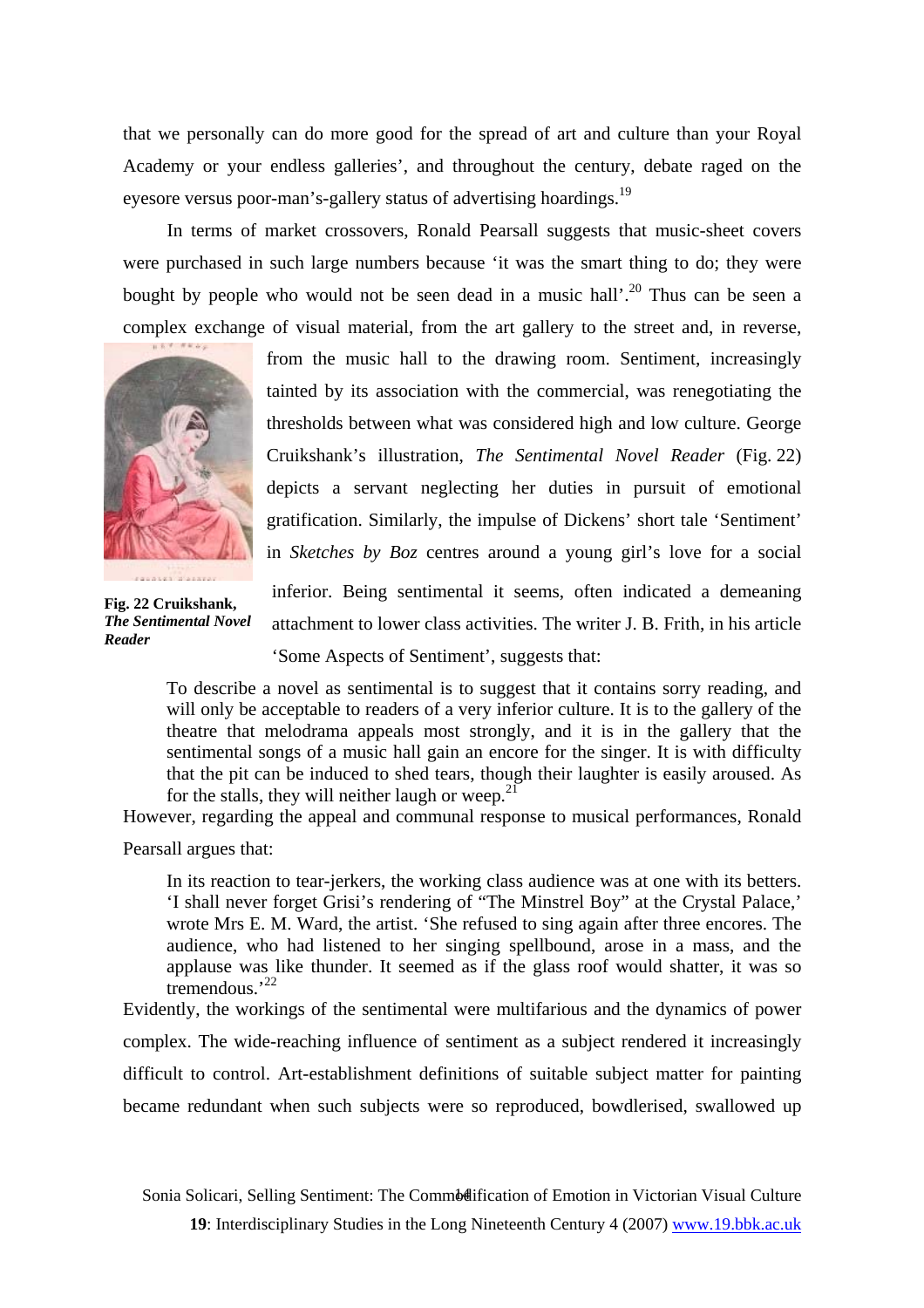that we personally can do more good for the spread of art and culture than your Royal Academy or your endless galleries', and throughout the century, debate raged on the eyesore versus poor-man's-gallery status of advertising hoardings.[19]

In terms of market crossovers, Ronald Pearsall suggests that music-sheet covers were purchased in such large numbers because 'it was the smart thing to do; they were bought by people who would not be seen dead in a music hall'.[20] Thus can be seen a complex exchange of visual material, from the art gallery to the street and, in reverse, from the music hall to the drawing room. Sentiment, increasingly tainted by its association with the commercial, was renegotiating the thresholds between what was considered high and low culture. George Cruikshank's illustration, *The Sentimental Novel Reader* (Fig. 22) depicts a servant neglecting her duties in pursuit of emotional gratification. Similarly, the impulse of Dickens' short tale 'Sentiment' in *Sketches by Boz* centres around a young girl's love for a social inferior. Being sentimental it seems, often indicated a demeaning attachment to lower class activities. The writer J. B. Frith, in his article 'Some Aspects of Sentiment', suggests that:

**Fig. 22 Cruikshank, *The Sentimental Novel Reader***

> To describe a novel as sentimental is to suggest that it contains sorry reading, and will only be acceptable to readers of a very inferior culture. It is to the gallery of the theatre that melodrama appeals most strongly, and it is in the gallery that the sentimental songs of a music hall gain an encore for the singer. It is with difficulty that the pit can be induced to shed tears, though their laughter is easily aroused. As for the stalls, they will neither laugh or weep.[21]

However, regarding the appeal and communal response to musical performances, Ronald Pearsall argues that:

> In its reaction to tear-jerkers, the working class audience was at one with its betters. 'I shall never forget Grisi's rendering of "The Minstrel Boy" at the Crystal Palace,' wrote Mrs E. M. Ward, the artist. 'She refused to sing again after three encores. The audience, who had listened to her singing spellbound, arose in a mass, and the applause was like thunder. It seemed as if the glass roof would shatter, it was so tremendous.'[22]

Evidently, the workings of the sentimental were multifarious and the dynamics of power complex. The wide-reaching influence of sentiment as a subject rendered it increasingly difficult to control. Art-establishment definitions of suitable subject matter for painting became redundant when such subjects were so reproduced, bowdlerised, swallowed up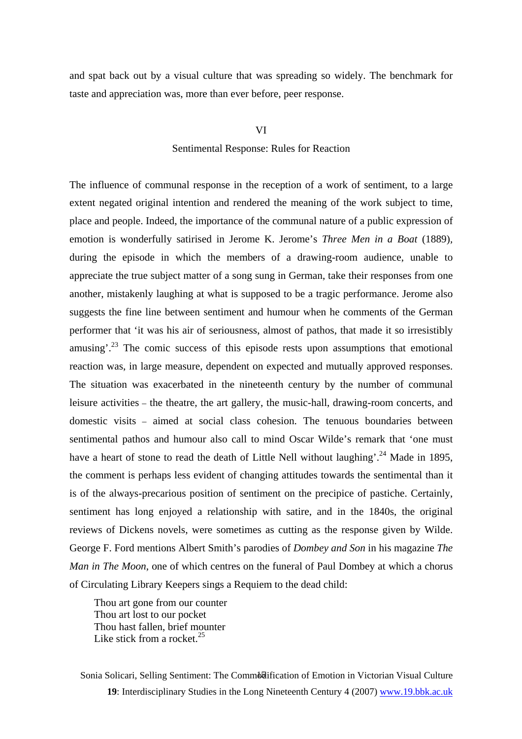and spat back out by a visual culture that was spreading so widely. The benchmark for taste and appreciation was, more than ever before, peer response.

## VI

## Sentimental Response: Rules for Reaction

The influence of communal response in the reception of a work of sentiment, to a large extent negated original intention and rendered the meaning of the work subject to time, place and people. Indeed, the importance of the communal nature of a public expression of emotion is wonderfully satirised in Jerome K. Jerome's *Three Men in a Boat* (1889), during the episode in which the members of a drawing-room audience, unable to appreciate the true subject matter of a song sung in German, take their responses from one another, mistakenly laughing at what is supposed to be a tragic performance. Jerome also suggests the fine line between sentiment and humour when he comments of the German performer that 'it was his air of seriousness, almost of pathos, that made it so irresistibly amusing'.[23] The comic success of this episode rests upon assumptions that emotional reaction was, in large measure, dependent on expected and mutually approved responses. The situation was exacerbated in the nineteenth century by the number of communal leisure activities – the theatre, the art gallery, the music-hall, drawing-room concerts, and domestic visits – aimed at social class cohesion. The tenuous boundaries between sentimental pathos and humour also call to mind Oscar Wilde's remark that 'one must have a heart of stone to read the death of Little Nell without laughing'.[24] Made in 1895, the comment is perhaps less evident of changing attitudes towards the sentimental than it is of the always-precarious position of sentiment on the precipice of pastiche. Certainly, sentiment has long enjoyed a relationship with satire, and in the 1840s, the original reviews of Dickens novels, were sometimes as cutting as the response given by Wilde. George F. Ford mentions Albert Smith's parodies of *Dombey and Son* in his magazine *The Man in The Moon*, one of which centres on the funeral of Paul Dombey at which a chorus of Circulating Library Keepers sings a Requiem to the dead child:

> Thou art gone from our counter
> Thou art lost to our pocket
> Thou hast fallen, brief mounter
> Like stick from a rocket.[25]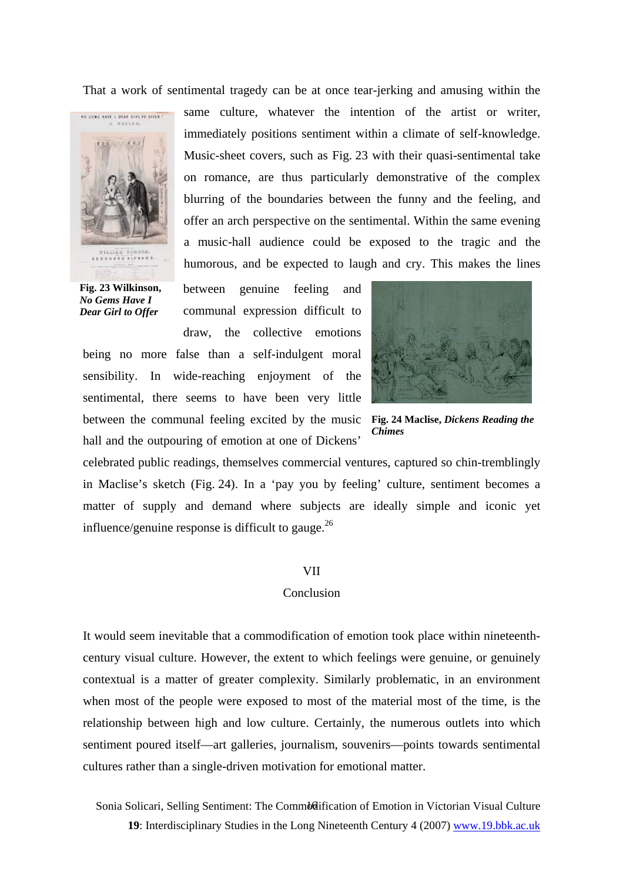That a work of sentimental tragedy can be at once tear-jerking and amusing within the same culture, whatever the intention of the artist or writer, immediately positions sentiment within a climate of self-knowledge. Music-sheet covers, such as Fig. 23 with their quasi-sentimental take on romance, are thus particularly demonstrative of the complex blurring of the boundaries between the funny and the feeling, and offer an arch perspective on the sentimental. Within the same evening a music-hall audience could be exposed to the tragic and the humorous, and be expected to laugh and cry. This makes the lines between genuine feeling and communal expression difficult to draw, the collective emotions being no more false than a self-indulgent moral sensibility. In wide-reaching enjoyment of the sentimental, there seems to have been very little between the communal feeling excited by the music hall and the outpouring of emotion at one of Dickens' celebrated public readings, themselves commercial ventures, captured so chin-tremblingly in Maclise's sketch (Fig. 24). In a 'pay you by feeling' culture, sentiment becomes a matter of supply and demand where subjects are ideally simple and iconic yet influence/genuine response is difficult to gauge.[26]

**Fig. 23 Wilkinson, *No Gems Have I Dear Girl to Offer***

**Fig. 24 Maclise, *Dickens Reading the Chimes***

## VII

## Conclusion

It would seem inevitable that a commodification of emotion took place within nineteenth-century visual culture. However, the extent to which feelings were genuine, or genuinely contextual is a matter of greater complexity. Similarly problematic, in an environment when most of the people were exposed to most of the material most of the time, is the relationship between high and low culture. Certainly, the numerous outlets into which sentiment poured itself—art galleries, journalism, souvenirs—points towards sentimental cultures rather than a single-driven motivation for emotional matter.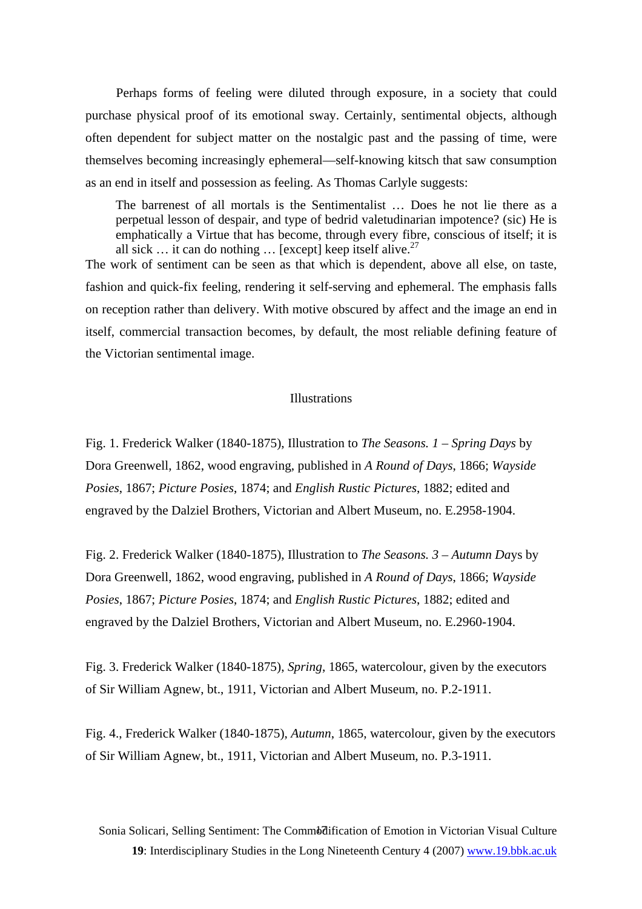Perhaps forms of feeling were diluted through exposure, in a society that could purchase physical proof of its emotional sway. Certainly, sentimental objects, although often dependent for subject matter on the nostalgic past and the passing of time, were themselves becoming increasingly ephemeral—self-knowing kitsch that saw consumption as an end in itself and possession as feeling. As Thomas Carlyle suggests:

> The barrenest of all mortals is the Sentimentalist … Does he not lie there as a perpetual lesson of despair, and type of bedrid valetudinarian impotence? (sic) He is emphatically a Virtue that has become, through every fibre, conscious of itself; it is all sick … it can do nothing … [except] keep itself alive.[27]

The work of sentiment can be seen as that which is dependent, above all else, on taste, fashion and quick-fix feeling, rendering it self-serving and ephemeral. The emphasis falls on reception rather than delivery. With motive obscured by affect and the image an end in itself, commercial transaction becomes, by default, the most reliable defining feature of the Victorian sentimental image.

## Illustrations

Fig. 1. Frederick Walker (1840-1875), Illustration to *The Seasons. 1 – Spring Days* by Dora Greenwell, 1862, wood engraving, published in *A Round of Days*, 1866; *Wayside Posies*, 1867; *Picture Posies*, 1874; and *English Rustic Pictures*, 1882; edited and engraved by the Dalziel Brothers, Victorian and Albert Museum, no. E.2958-1904.

Fig. 2. Frederick Walker (1840-1875), Illustration to *The Seasons. 3 – Autumn Da*ys by Dora Greenwell, 1862, wood engraving, published in *A Round of Days*, 1866; *Wayside Posies*, 1867; *Picture Posies*, 1874; and *English Rustic Pictures*, 1882; edited and engraved by the Dalziel Brothers, Victorian and Albert Museum, no. E.2960-1904.

Fig. 3. Frederick Walker (1840-1875), *Spring*, 1865, watercolour, given by the executors of Sir William Agnew, bt., 1911, Victorian and Albert Museum, no. P.2-1911.

Fig. 4., Frederick Walker (1840-1875), *Autumn*, 1865, watercolour, given by the executors of Sir William Agnew, bt., 1911, Victorian and Albert Museum, no. P.3-1911.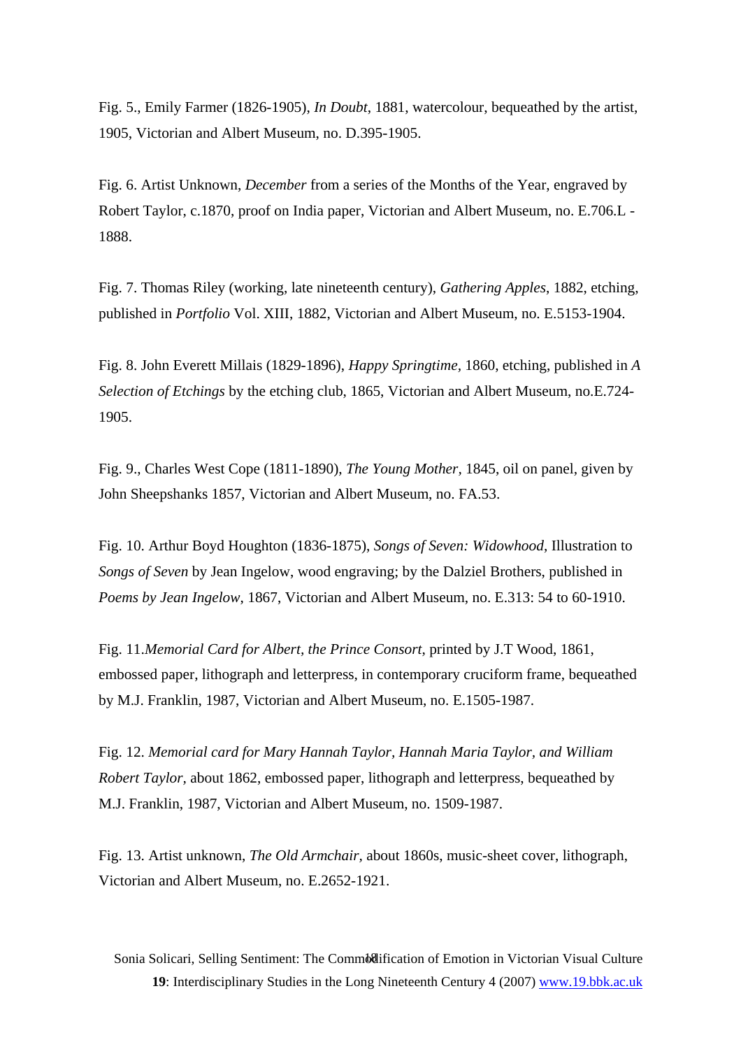Fig. 5., Emily Farmer (1826-1905), *In Doubt*, 1881, watercolour, bequeathed by the artist, 1905, Victorian and Albert Museum, no. D.395-1905.

Fig. 6. Artist Unknown, *December* from a series of the Months of the Year, engraved by Robert Taylor, c.1870, proof on India paper, Victorian and Albert Museum, no. E.706.L - 1888.

Fig. 7. Thomas Riley (working, late nineteenth century), *Gathering Apples*, 1882, etching, published in *Portfolio* Vol. XIII, 1882, Victorian and Albert Museum, no. E.5153-1904.

Fig. 8. John Everett Millais (1829-1896), *Happy Springtime*, 1860, etching, published in *A Selection of Etchings* by the etching club, 1865, Victorian and Albert Museum, no.E.724-1905.

Fig. 9., Charles West Cope (1811-1890), *The Young Mother*, 1845, oil on panel, given by John Sheepshanks 1857, Victorian and Albert Museum, no. FA.53.

Fig. 10. Arthur Boyd Houghton (1836-1875), *Songs of Seven: Widowhood*, Illustration to *Songs of Seven* by Jean Ingelow, wood engraving; by the Dalziel Brothers, published in *Poems by Jean Ingelow*, 1867, Victorian and Albert Museum, no. E.313: 54 to 60-1910.

Fig. 11.*Memorial Card for Albert, the Prince Consort*, printed by J.T Wood, 1861, embossed paper, lithograph and letterpress, in contemporary cruciform frame, bequeathed by M.J. Franklin, 1987, Victorian and Albert Museum, no. E.1505-1987.

Fig. 12. *Memorial card for Mary Hannah Taylor, Hannah Maria Taylor, and William Robert Taylor*, about 1862, embossed paper, lithograph and letterpress, bequeathed by M.J. Franklin, 1987, Victorian and Albert Museum, no. 1509-1987.

Fig. 13. Artist unknown, *The Old Armchair*, about 1860s, music-sheet cover, lithograph, Victorian and Albert Museum, no. E.2652-1921.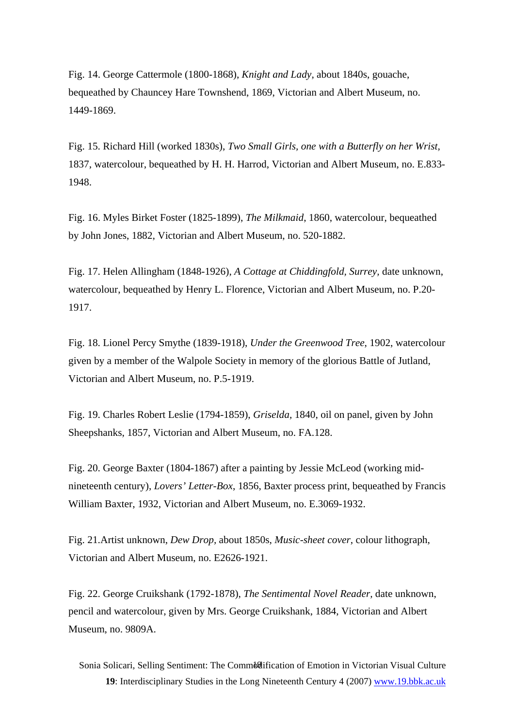Fig. 14. George Cattermole (1800-1868), *Knight and Lady*, about 1840s, gouache, bequeathed by Chauncey Hare Townshend, 1869, Victorian and Albert Museum, no. 1449-1869.

Fig. 15. Richard Hill (worked 1830s), *Two Small Girls, one with a Butterfly on her Wrist,* 1837, watercolour, bequeathed by H. H. Harrod, Victorian and Albert Museum, no. E.833-1948.

Fig. 16. Myles Birket Foster (1825-1899), *The Milkmaid*, 1860, watercolour, bequeathed by John Jones, 1882, Victorian and Albert Museum, no. 520-1882.

Fig. 17. Helen Allingham (1848-1926), *A Cottage at Chiddingfold, Surrey,* date unknown, watercolour, bequeathed by Henry L. Florence, Victorian and Albert Museum, no. P.20-1917.

Fig. 18. Lionel Percy Smythe (1839-1918), *Under the Greenwood Tree*, 1902, watercolour given by a member of the Walpole Society in memory of the glorious Battle of Jutland, Victorian and Albert Museum, no. P.5-1919.

Fig. 19. Charles Robert Leslie (1794-1859), *Griselda*, 1840, oil on panel, given by John Sheepshanks, 1857, Victorian and Albert Museum, no. FA.128.

Fig. 20. George Baxter (1804-1867) after a painting by Jessie McLeod (working mid-nineteenth century), *Lovers' Letter-Box*, 1856, Baxter process print, bequeathed by Francis William Baxter, 1932, Victorian and Albert Museum, no. E.3069-1932.

Fig. 21.Artist unknown, *Dew Drop,* about 1850s, *Music-sheet cover*, colour lithograph, Victorian and Albert Museum, no. E2626-1921.

Fig. 22. George Cruikshank (1792-1878), *The Sentimental Novel Reader,* date unknown, pencil and watercolour, given by Mrs. George Cruikshank, 1884, Victorian and Albert Museum, no. 9809A.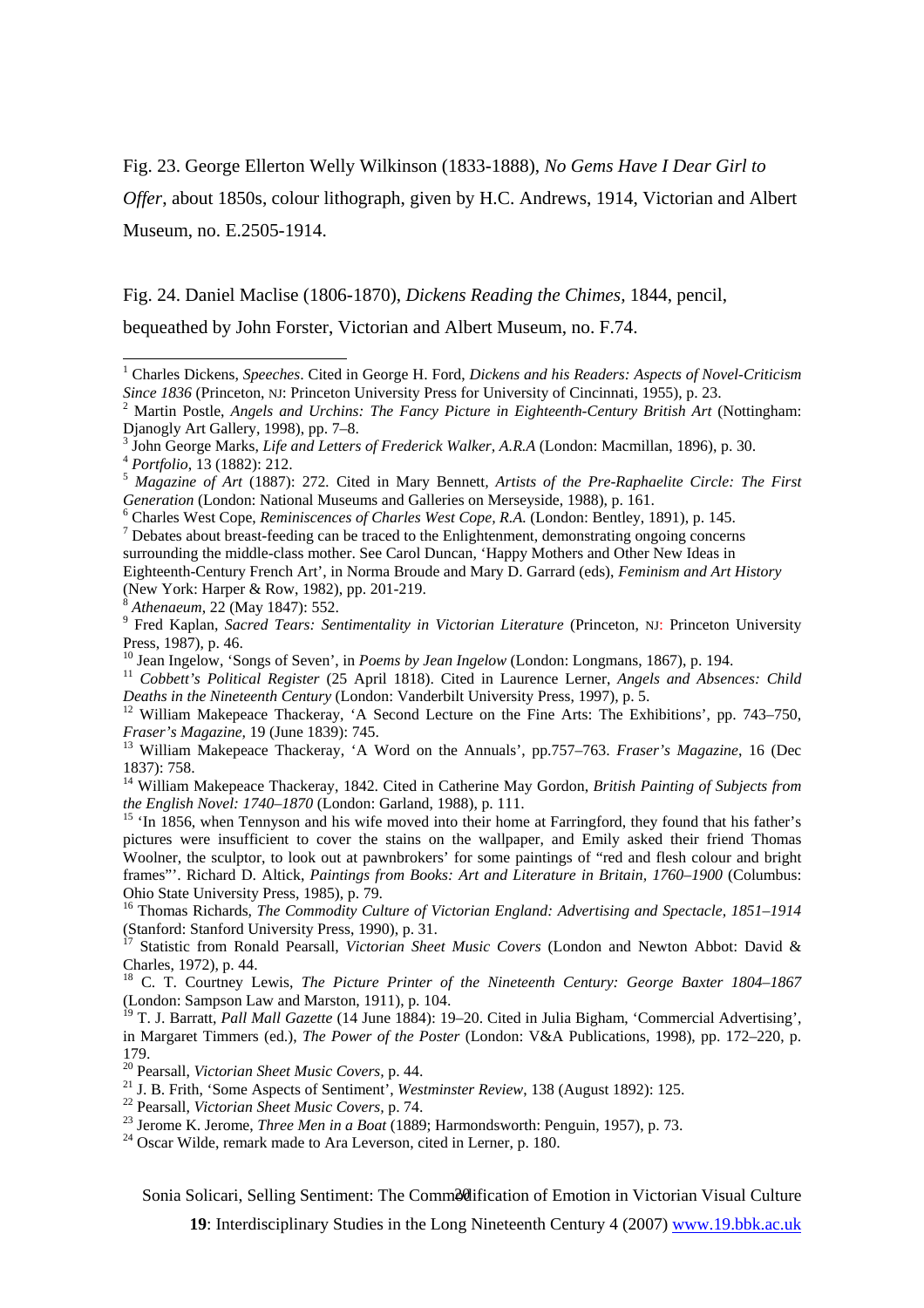Fig. 23. George Ellerton Welly Wilkinson (1833-1888), *No Gems Have I Dear Girl to Offer*, about 1850s, colour lithograph, given by H.C. Andrews, 1914, Victorian and Albert Museum, no. E.2505-1914.

Fig. 24. Daniel Maclise (1806-1870), *Dickens Reading the Chimes*, 1844, pencil, bequeathed by John Forster, Victorian and Albert Museum, no. F.74.

---

[1] Charles Dickens, *Speeches*. Cited in George H. Ford, *Dickens and his Readers: Aspects of Novel-Criticism Since 1836* (Princeton, NJ: Princeton University Press for University of Cincinnati, 1955), p. 23.

[2] Martin Postle, *Angels and Urchins: The Fancy Picture in Eighteenth-Century British Art* (Nottingham: Djanogly Art Gallery, 1998), pp. 7–8.

[3] John George Marks, *Life and Letters of Frederick Walker, A.R.A* (London: Macmillan, 1896), p. 30.

[4] *Portfolio*, 13 (1882): 212.

[5] *Magazine of Art* (1887): 272. Cited in Mary Bennett, *Artists of the Pre-Raphaelite Circle: The First Generation* (London: National Museums and Galleries on Merseyside, 1988), p. 161.

[6] Charles West Cope, *Reminiscences of Charles West Cope, R.A.* (London: Bentley, 1891), p. 145.

[7] Debates about breast-feeding can be traced to the Enlightenment, demonstrating ongoing concerns surrounding the middle-class mother. See Carol Duncan, 'Happy Mothers and Other New Ideas in Eighteenth-Century French Art', in Norma Broude and Mary D. Garrard (eds), *Feminism and Art History* (New York: Harper & Row, 1982), pp. 201-219.

[8] *Athenaeum*, 22 (May 1847): 552.

[9] Fred Kaplan, *Sacred Tears: Sentimentality in Victorian Literature* (Princeton, NJ: Princeton University Press, 1987), p. 46.

[10] Jean Ingelow, 'Songs of Seven', in *Poems by Jean Ingelow* (London: Longmans, 1867), p. 194.

[11] *Cobbett's Political Register* (25 April 1818). Cited in Laurence Lerner, *Angels and Absences: Child Deaths in the Nineteenth Century* (London: Vanderbilt University Press, 1997), p. 5.

[12] William Makepeace Thackeray, 'A Second Lecture on the Fine Arts: The Exhibitions', pp. 743–750, *Fraser's Magazine*, 19 (June 1839): 745.

[13] William Makepeace Thackeray, 'A Word on the Annuals', pp.757–763. *Fraser's Magazine*, 16 (Dec 1837): 758.

[14] William Makepeace Thackeray, 1842. Cited in Catherine May Gordon, *British Painting of Subjects from the English Novel: 1740–1870* (London: Garland, 1988), p. 111.

[15] 'In 1856, when Tennyson and his wife moved into their home at Farringford, they found that his father's pictures were insufficient to cover the stains on the wallpaper, and Emily asked their friend Thomas Woolner, the sculptor, to look out at pawnbrokers' for some paintings of "red and flesh colour and bright frames"'. Richard D. Altick, *Paintings from Books: Art and Literature in Britain, 1760–1900* (Columbus: Ohio State University Press, 1985), p. 79.

[16] Thomas Richards, *The Commodity Culture of Victorian England: Advertising and Spectacle, 1851–1914* (Stanford: Stanford University Press, 1990), p. 31.

[17] Statistic from Ronald Pearsall, *Victorian Sheet Music Covers* (London and Newton Abbot: David & Charles, 1972), p. 44.

[18] C. T. Courtney Lewis, *The Picture Printer of the Nineteenth Century: George Baxter 1804–1867* (London: Sampson Law and Marston, 1911), p. 104.

[19] T. J. Barratt, *Pall Mall Gazette* (14 June 1884): 19–20. Cited in Julia Bigham, 'Commercial Advertising', in Margaret Timmers (ed.), *The Power of the Poster* (London: V&A Publications, 1998), pp. 172–220, p. 179.

[20] Pearsall, *Victorian Sheet Music Covers*, p. 44.

[21] J. B. Frith, 'Some Aspects of Sentiment', *Westminster Review*, 138 (August 1892): 125.

[22] Pearsall, *Victorian Sheet Music Covers*, p. 74.

[23] Jerome K. Jerome, *Three Men in a Boat* (1889; Harmondsworth: Penguin, 1957), p. 73.

[24] Oscar Wilde, remark made to Ara Leverson, cited in Lerner, p. 180.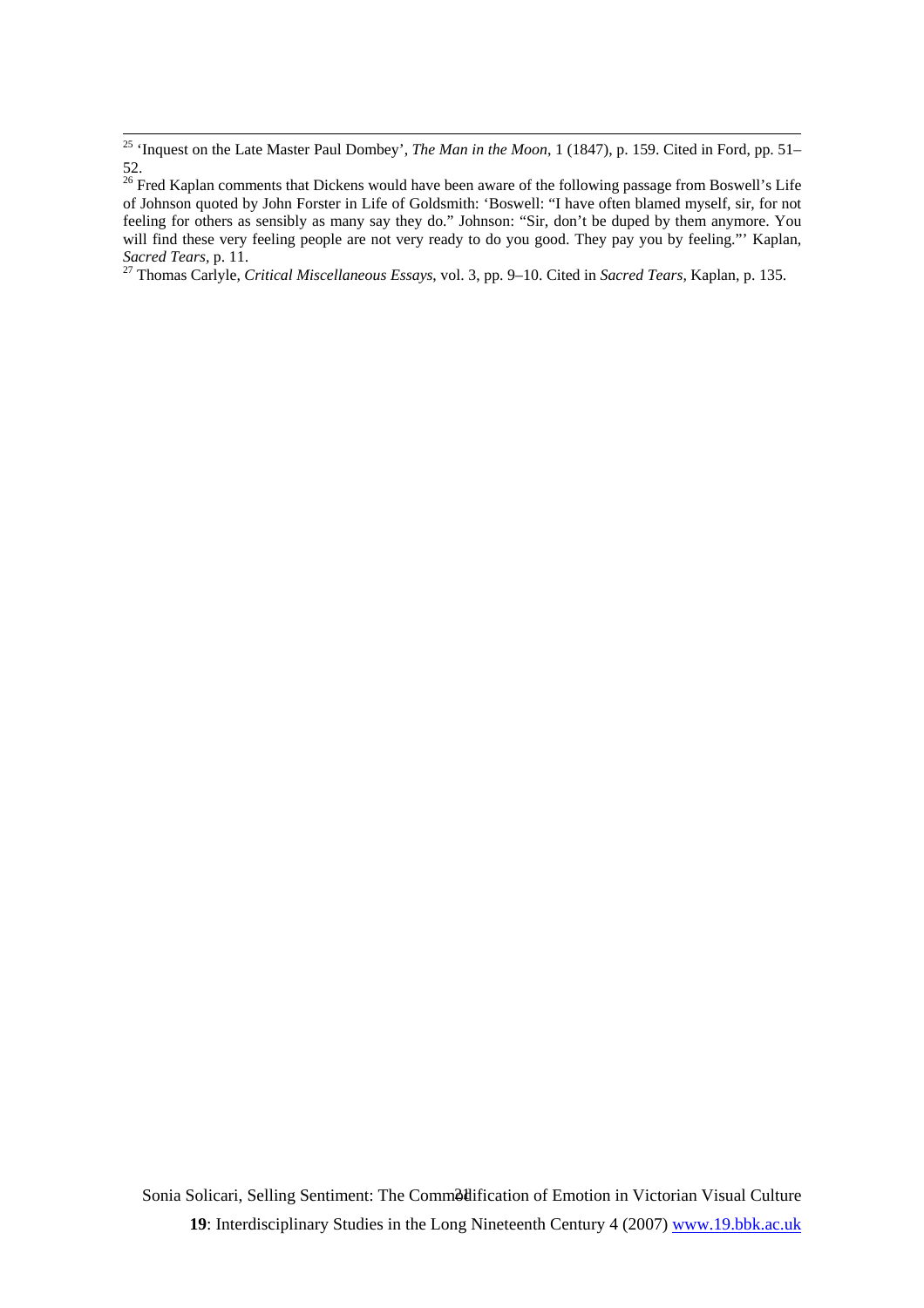[25] 'Inquest on the Late Master Paul Dombey', *The Man in the Moon*, 1 (1847), p. 159. Cited in Ford, pp. 51–52.

[26] Fred Kaplan comments that Dickens would have been aware of the following passage from Boswell's Life of Johnson quoted by John Forster in Life of Goldsmith: 'Boswell: "I have often blamed myself, sir, for not feeling for others as sensibly as many say they do." Johnson: "Sir, don't be duped by them anymore. You will find these very feeling people are not very ready to do you good. They pay you by feeling."' Kaplan, *Sacred Tears*, p. 11.

[27] Thomas Carlyle, *Critical Miscellaneous Essays*, vol. 3, pp. 9–10. Cited in *Sacred Tears*, Kaplan, p. 135.